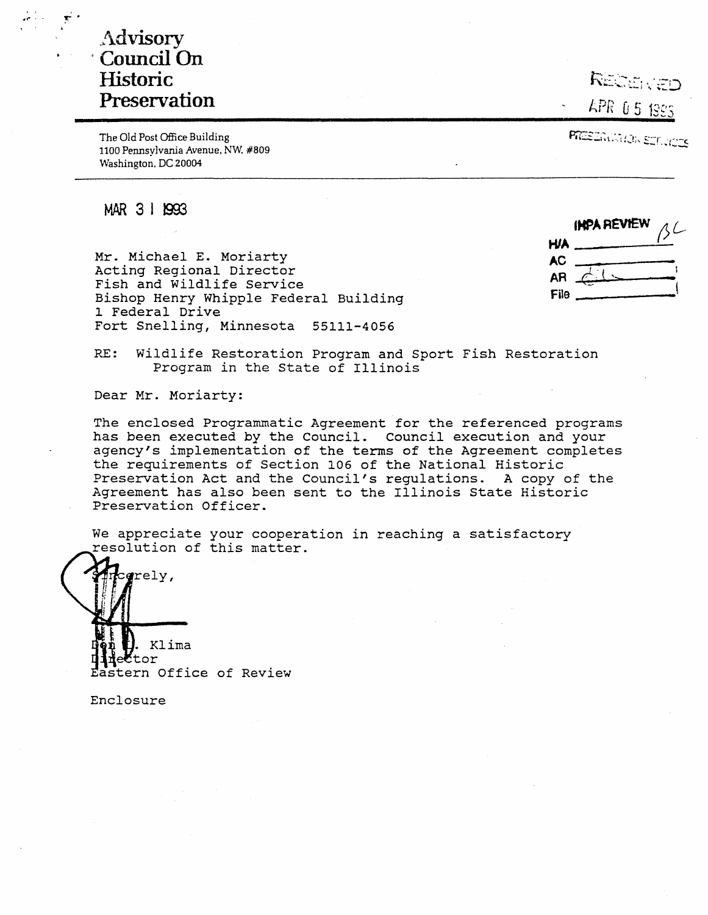# Advisory Council On Historic Preservation

The Old Post Office Building
1100 Pennsylvania Avenue, NW, #809
Washington, DC 20004

RECEIVED
APR 05 1993
PRESERVATION SERVICES

MAR 31 1993

| IHPA REVIEW | BL |
|---|---|
| H/A | |
| AC | |
| AR | |
| File | |

Mr. Michael E. Moriarty
Acting Regional Director
Fish and Wildlife Service
Bishop Henry Whipple Federal Building
1 Federal Drive
Fort Snelling, Minnesota 55111-4056

RE: Wildlife Restoration Program and Sport Fish Restoration Program in the State of Illinois

Dear Mr. Moriarty:

The enclosed Programmatic Agreement for the referenced programs has been executed by the Council. Council execution and your agency's implementation of the terms of the Agreement completes the requirements of Section 106 of the National Historic Preservation Act and the Council's regulations. A copy of the Agreement has also been sent to the Illinois State Historic Preservation Officer.

We appreciate your cooperation in reaching a satisfactory resolution of this matter.

Sincerely,

Don L. Klima
Director
Eastern Office of Review

Enclosure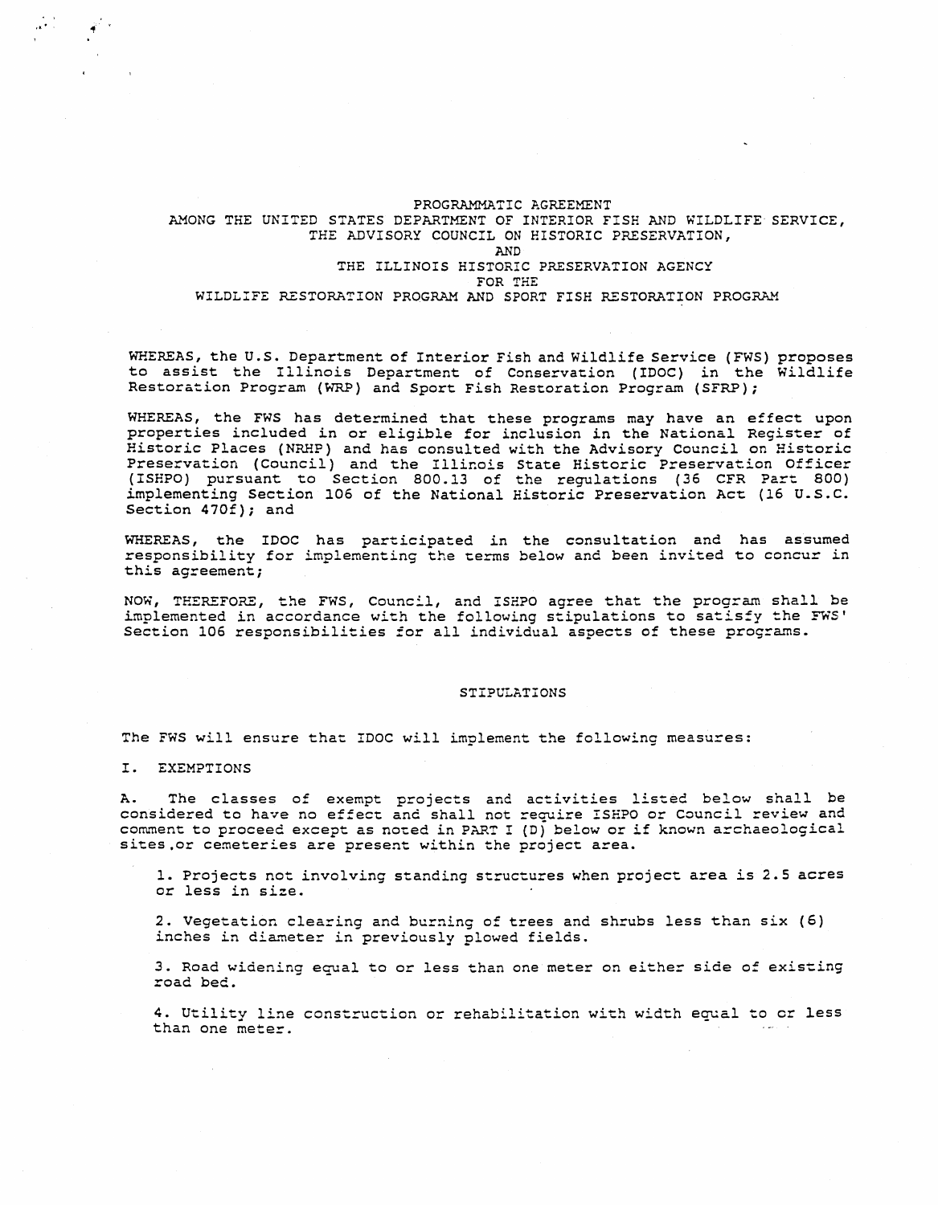# PROGRAMMATIC AGREEMENT
## AMONG THE UNITED STATES DEPARTMENT OF INTERIOR FISH AND WILDLIFE SERVICE, THE ADVISORY COUNCIL ON HISTORIC PRESERVATION, AND THE ILLINOIS HISTORIC PRESERVATION AGENCY FOR THE WILDLIFE RESTORATION PROGRAM AND SPORT FISH RESTORATION PROGRAM

WHEREAS, the U.S. Department of Interior Fish and Wildlife Service (FWS) proposes to assist the Illinois Department of Conservation (IDOC) in the Wildlife Restoration Program (WRP) and Sport Fish Restoration Program (SFRP);

WHEREAS, the FWS has determined that these programs may have an effect upon properties included in or eligible for inclusion in the National Register of Historic Places (NRHP) and has consulted with the Advisory Council on Historic Preservation (Council) and the Illinois State Historic Preservation Officer (ISHPO) pursuant to Section 800.13 of the regulations (36 CFR Part 800) implementing Section 106 of the National Historic Preservation Act (16 U.S.C. Section 470f); and

WHEREAS, the IDOC has participated in the consultation and has assumed responsibility for implementing the terms below and been invited to concur in this agreement;

NOW, THEREFORE, the FWS, Council, and ISHPO agree that the program shall be implemented in accordance with the following stipulations to satisfy the FWS' Section 106 responsibilities for all individual aspects of these programs.

## STIPULATIONS

The FWS will ensure that IDOC will implement the following measures:

### I. EXEMPTIONS

A. The classes of exempt projects and activities listed below shall be considered to have no effect and shall not require ISHPO or Council review and comment to proceed except as noted in PART I (D) below or if known archaeological sites or cemeteries are present within the project area.

1. Projects not involving standing structures when project area is 2.5 acres or less in size.

2. Vegetation clearing and burning of trees and shrubs less than six (6) inches in diameter in previously plowed fields.

3. Road widening equal to or less than one meter on either side of existing road bed.

4. Utility line construction or rehabilitation with width equal to or less than one meter.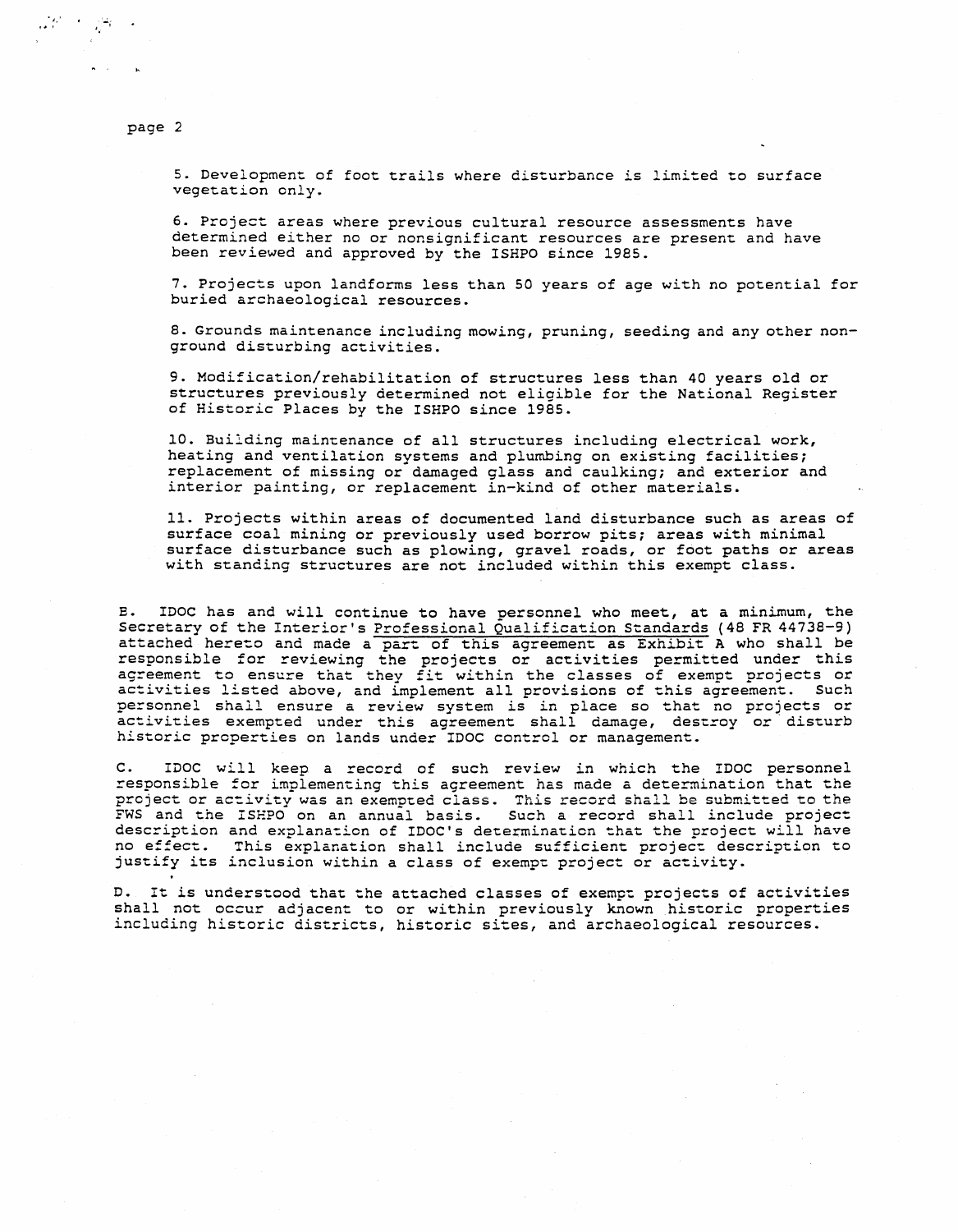5. Development of foot trails where disturbance is limited to surface vegetation only.

6. Project areas where previous cultural resource assessments have determined either no or nonsignificant resources are present and have been reviewed and approved by the ISHPO since 1985.

7. Projects upon landforms less than 50 years of age with no potential for buried archaeological resources.

8. Grounds maintenance including mowing, pruning, seeding and any other non-ground disturbing activities.

9. Modification/rehabilitation of structures less than 40 years old or structures previously determined not eligible for the National Register of Historic Places by the ISHPO since 1985.

10. Building maintenance of all structures including electrical work, heating and ventilation systems and plumbing on existing facilities; replacement of missing or damaged glass and caulking; and exterior and interior painting, or replacement in-kind of other materials.

11. Projects within areas of documented land disturbance such as areas of surface coal mining or previously used borrow pits; areas with minimal surface disturbance such as plowing, gravel roads, or foot paths or areas with standing structures are not included within this exempt class.

B. IDOC has and will continue to have personnel who meet, at a minimum, the Secretary of the Interior's Professional Qualification Standards (48 FR 44738-9) attached hereto and made a part of this agreement as Exhibit A who shall be responsible for reviewing the projects or activities permitted under this agreement to ensure that they fit within the classes of exempt projects or activities listed above, and implement all provisions of this agreement. Such personnel shall ensure a review system is in place so that no projects or activities exempted under this agreement shall damage, destroy or disturb historic properties on lands under IDOC control or management.

C. IDOC will keep a record of such review in which the IDOC personnel responsible for implementing this agreement has made a determination that the project or activity was an exempted class. This record shall be submitted to the FWS and the ISHPO on an annual basis. Such a record shall include project description and explanation of IDOC's determination that the project will have no effect. This explanation shall include sufficient project description to justify its inclusion within a class of exempt project or activity.

D. It is understood that the attached classes of exempt projects of activities shall not occur adjacent to or within previously known historic properties including historic districts, historic sites, and archaeological resources.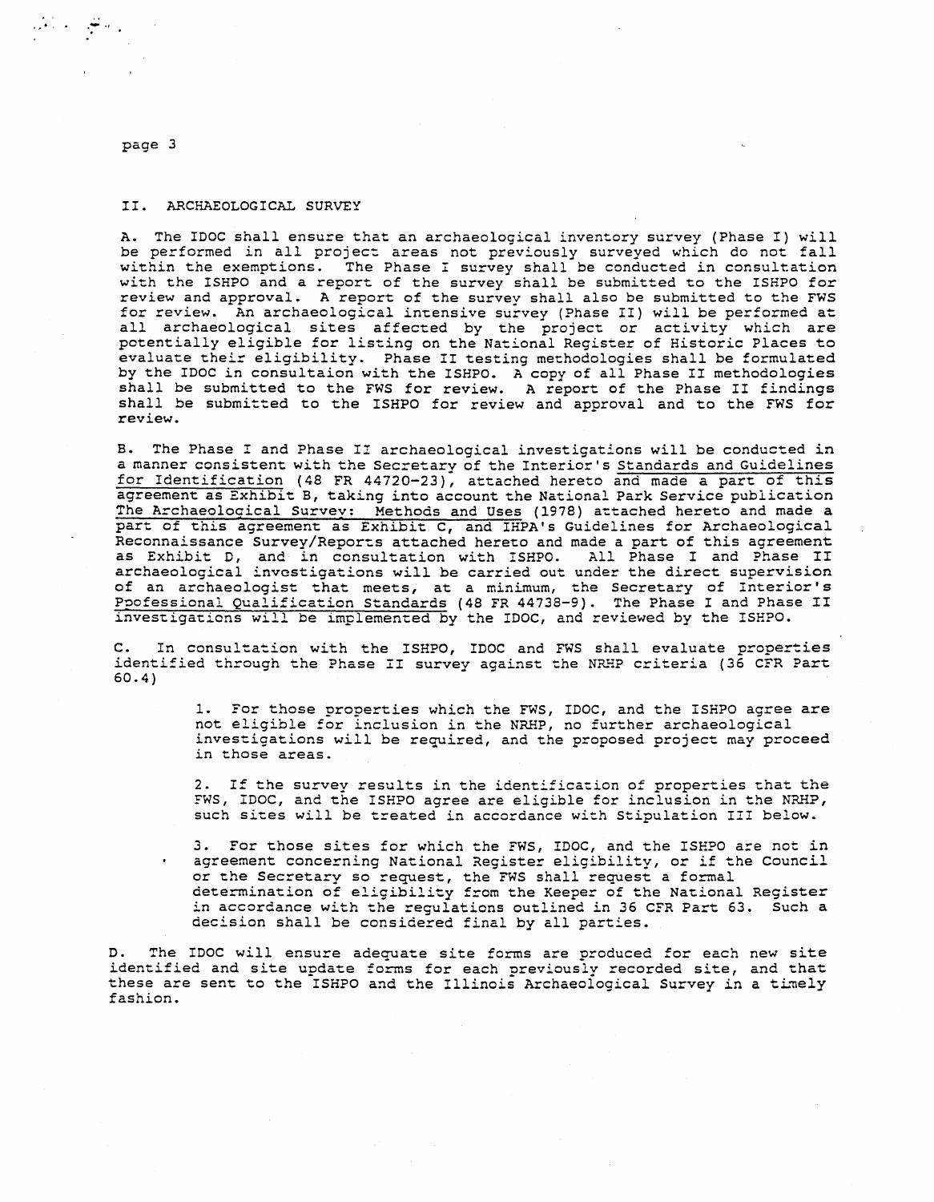## II. ARCHAEOLOGICAL SURVEY

A. The IDOC shall ensure that an archaeological inventory survey (Phase I) will be performed in all project areas not previously surveyed which do not fall within the exemptions. The Phase I survey shall be conducted in consultation with the ISHPO and a report of the survey shall be submitted to the ISHPO for review and approval. A report of the survey shall also be submitted to the FWS for review. An archaeological intensive survey (Phase II) will be performed at all archaeological sites affected by the project or activity which are potentially eligible for listing on the National Register of Historic Places to evaluate their eligibility. Phase II testing methodologies shall be formulated by the IDOC in consultaion with the ISHPO. A copy of all Phase II methodologies shall be submitted to the FWS for review. A report of the Phase II findings shall be submitted to the ISHPO for review and approval and to the FWS for review.

B. The Phase I and Phase II archaeological investigations will be conducted in a manner consistent with the Secretary of the Interior's <u>Standards and Guidelines for Identification</u> (48 FR 44720-23), attached hereto and made a part of this agreement as Exhibit B, taking into account the National Park Service publication <u>The Archaeological Survey: Methods and Uses</u> (1978) attached hereto and made a part of this agreement as Exhibit C, and IHPA's Guidelines for Archaeological Reconnaissance Survey/Reports attached hereto and made a part of this agreement as Exhibit D, and in consultation with ISHPO. All Phase I and Phase II archaeological investigations will be carried out under the direct supervision of an archaeologist that meets, at a minimum, the Secretary of Interior's <u>Ppofessional Qualification Standards</u> (48 FR 44738-9). The Phase I and Phase II investigations will be implemented by the IDOC, and reviewed by the ISHPO.

C. In consultation with the ISHPO, IDOC and FWS shall evaluate properties identified through the Phase II survey against the NRHP criteria (36 CFR Part 60.4)

1. For those properties which the FWS, IDOC, and the ISHPO agree are not eligible for inclusion in the NRHP, no further archaeological investigations will be required, and the proposed project may proceed in those areas.

2. If the survey results in the identification of properties that the FWS, IDOC, and the ISHPO agree are eligible for inclusion in the NRHP, such sites will be treated in accordance with Stipulation III below.

3. For those sites for which the FWS, IDOC, and the ISHPO are not in agreement concerning National Register eligibility, or if the Council or the Secretary so request, the FWS shall request a formal determination of eligibility from the Keeper of the National Register in accordance with the regulations outlined in 36 CFR Part 63. Such a decision shall be considered final by all parties.

D. The IDOC will ensure adequate site forms are produced for each new site identified and site update forms for each previously recorded site, and that these are sent to the ISHPO and the Illinois Archaeological Survey in a timely fashion.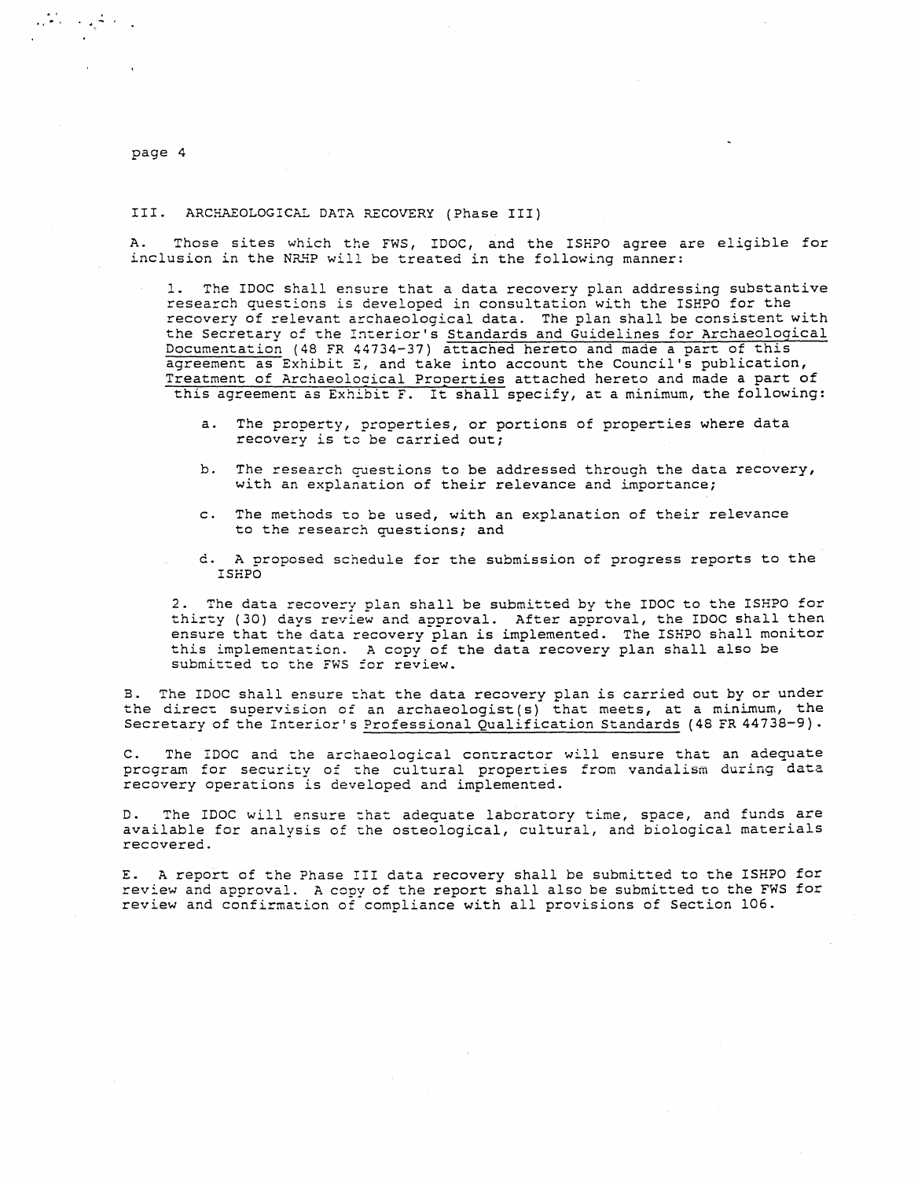## III. ARCHAEOLOGICAL DATA RECOVERY (Phase III)

A. Those sites which the FWS, IDOC, and the ISHPO agree are eligible for inclusion in the NRHP will be treated in the following manner:

1. The IDOC shall ensure that a data recovery plan addressing substantive research questions is developed in consultation with the ISHPO for the recovery of relevant archaeological data. The plan shall be consistent with the Secretary of the Interior's Standards and Guidelines for Archaeological Documentation (48 FR 44734-37) attached hereto and made a part of this agreement as Exhibit E, and take into account the Council's publication, Treatment of Archaeological Properties attached hereto and made a part of this agreement as Exhibit F. It shall specify, at a minimum, the following:

   a. The property, properties, or portions of properties where data recovery is to be carried out;

   b. The research questions to be addressed through the data recovery, with an explanation of their relevance and importance;

   c. The methods to be used, with an explanation of their relevance to the research questions; and

   d. A proposed schedule for the submission of progress reports to the ISHPO

2. The data recovery plan shall be submitted by the IDOC to the ISHPO for thirty (30) days review and approval. After approval, the IDOC shall then ensure that the data recovery plan is implemented. The ISHPO shall monitor this implementation. A copy of the data recovery plan shall also be submitted to the FWS for review.

B. The IDOC shall ensure that the data recovery plan is carried out by or under the direct supervision of an archaeologist(s) that meets, at a minimum, the Secretary of the Interior's Professional Qualification Standards (48 FR 44738-9).

C. The IDOC and the archaeological contractor will ensure that an adequate program for security of the cultural properties from vandalism during data recovery operations is developed and implemented.

D. The IDOC will ensure that adequate laboratory time, space, and funds are available for analysis of the osteological, cultural, and biological materials recovered.

E. A report of the Phase III data recovery shall be submitted to the ISHPO for review and approval. A copy of the report shall also be submitted to the FWS for review and confirmation of compliance with all provisions of Section 106.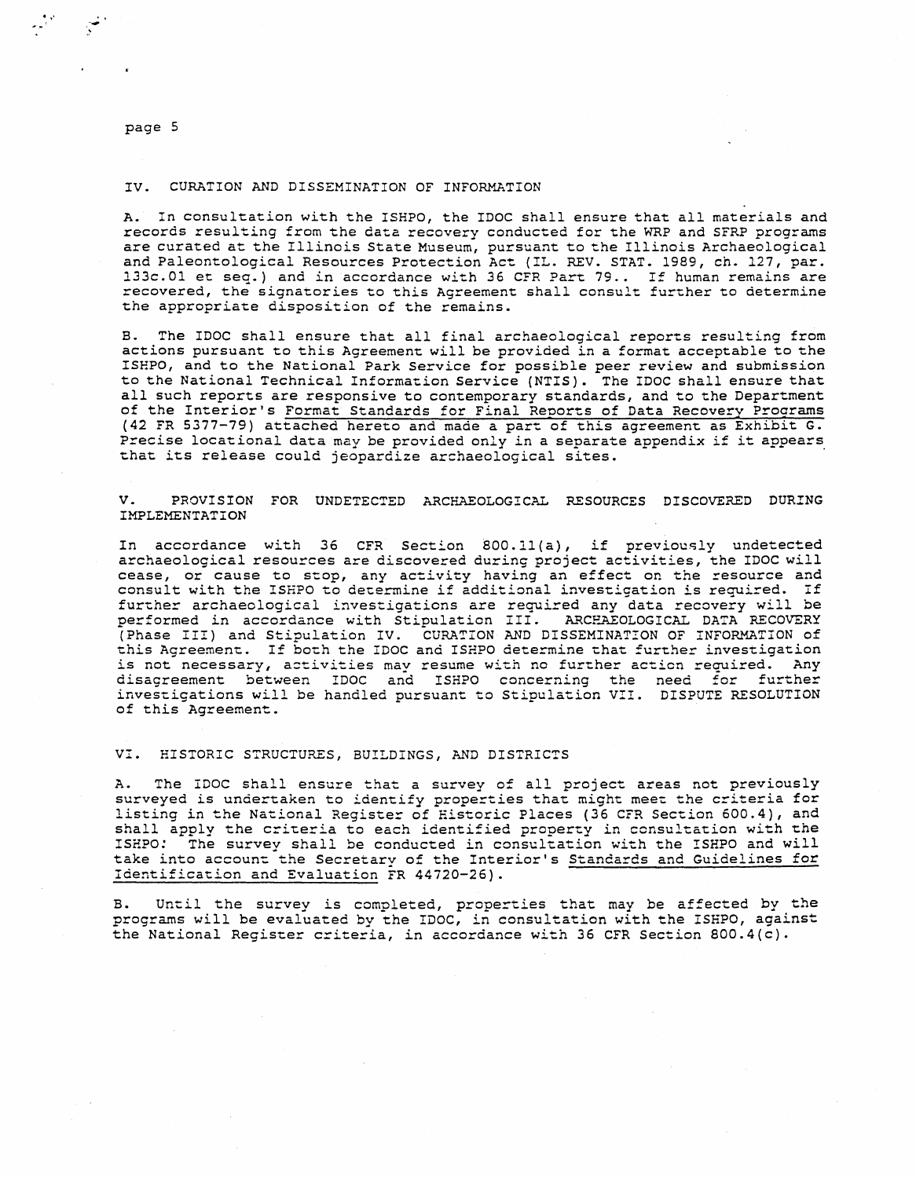## IV. CURATION AND DISSEMINATION OF INFORMATION

A. In consultation with the ISHPO, the IDOC shall ensure that all materials and records resulting from the data recovery conducted for the WRP and SFRP programs are curated at the Illinois State Museum, pursuant to the Illinois Archaeological and Paleontological Resources Protection Act (IL. REV. STAT. 1989, ch. 127, par. 133c.01 et seq.) and in accordance with 36 CFR Part 79.. If human remains are recovered, the signatories to this Agreement shall consult further to determine the appropriate disposition of the remains.

B. The IDOC shall ensure that all final archaeological reports resulting from actions pursuant to this Agreement will be provided in a format acceptable to the ISHPO, and to the National Park Service for possible peer review and submission to the National Technical Information Service (NTIS). The IDOC shall ensure that all such reports are responsive to contemporary standards, and to the Department of the Interior's Format Standards for Final Reports of Data Recovery Programs (42 FR 5377-79) attached hereto and made a part of this agreement as Exhibit G. Precise locational data may be provided only in a separate appendix if it appears that its release could jeopardize archaeological sites.

## V. PROVISION FOR UNDETECTED ARCHAEOLOGICAL RESOURCES DISCOVERED DURING IMPLEMENTATION

In accordance with 36 CFR Section 800.11(a), if previously undetected archaeological resources are discovered during project activities, the IDOC will cease, or cause to stop, any activity having an effect on the resource and consult with the ISHPO to determine if additional investigation is required. If further archaeological investigations are required any data recovery will be performed in accordance with Stipulation III. ARCHAEOLOGICAL DATA RECOVERY (Phase III) and Stipulation IV. CURATION AND DISSEMINATION OF INFORMATION of this Agreement. If both the IDOC and ISHPO determine that further investigation is not necessary, activities may resume with no further action required. Any disagreement between IDOC and ISHPO concerning the need for further investigations will be handled pursuant to Stipulation VII. DISPUTE RESOLUTION of this Agreement.

## VI. HISTORIC STRUCTURES, BUILDINGS, AND DISTRICTS

A. The IDOC shall ensure that a survey of all project areas not previously surveyed is undertaken to identify properties that might meet the criteria for listing in the National Register of Historic Places (36 CFR Section 600.4), and shall apply the criteria to each identified property in consultation with the ISHPO: The survey shall be conducted in consultation with the ISHPO and will take into account the Secretary of the Interior's Standards and Guidelines for Identification and Evaluation FR 44720-26).

B. Until the survey is completed, properties that may be affected by the programs will be evaluated by the IDOC, in consultation with the ISHPO, against the National Register criteria, in accordance with 36 CFR Section 800.4(c).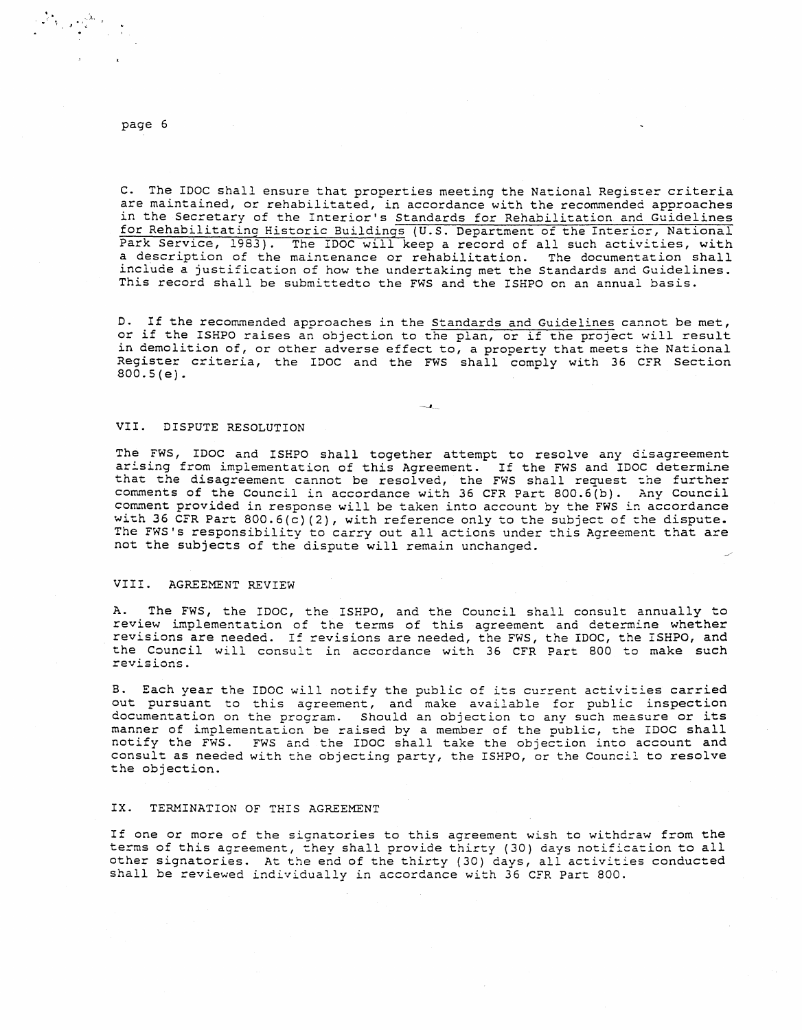C. The IDOC shall ensure that properties meeting the National Register criteria are maintained, or rehabilitated, in accordance with the recommended approaches in the Secretary of the Interior's Standards for Rehabilitation and Guidelines for Rehabilitating Historic Buildings (U.S. Department of the Interior, National Park Service, 1983). The IDOC will keep a record of all such activities, with a description of the maintenance or rehabilitation. The documentation shall include a justification of how the undertaking met the Standards and Guidelines. This record shall be submittedto the FWS and the ISHPO on an annual basis.

D. If the recommended approaches in the Standards and Guidelines cannot be met, or if the ISHPO raises an objection to the plan, or if the project will result in demolition of, or other adverse effect to, a property that meets the National Register criteria, the IDOC and the FWS shall comply with 36 CFR Section 800.5(e).

## VII. DISPUTE RESOLUTION

The FWS, IDOC and ISHPO shall together attempt to resolve any disagreement arising from implementation of this Agreement. If the FWS and IDOC determine that the disagreement cannot be resolved, the FWS shall request the further comments of the Council in accordance with 36 CFR Part 800.6(b). Any Council comment provided in response will be taken into account by the FWS in accordance with 36 CFR Part 800.6(c)(2), with reference only to the subject of the dispute. The FWS's responsibility to carry out all actions under this Agreement that are not the subjects of the dispute will remain unchanged.

## VIII. AGREEMENT REVIEW

A. The FWS, the IDOC, the ISHPO, and the Council shall consult annually to review implementation of the terms of this agreement and determine whether revisions are needed. If revisions are needed, the FWS, the IDOC, the ISHPO, and the Council will consult in accordance with 36 CFR Part 800 to make such revisions.

B. Each year the IDOC will notify the public of its current activities carried out pursuant to this agreement, and make available for public inspection documentation on the program. Should an objection to any such measure or its manner of implementation be raised by a member of the public, the IDOC shall notify the FWS. FWS and the IDOC shall take the objection into account and consult as needed with the objecting party, the ISHPO, or the Council to resolve the objection.

## IX. TERMINATION OF THIS AGREEMENT

If one or more of the signatories to this agreement wish to withdraw from the terms of this agreement, they shall provide thirty (30) days notification to all other signatories. At the end of the thirty (30) days, all activities conducted shall be reviewed individually in accordance with 36 CFR Part 800.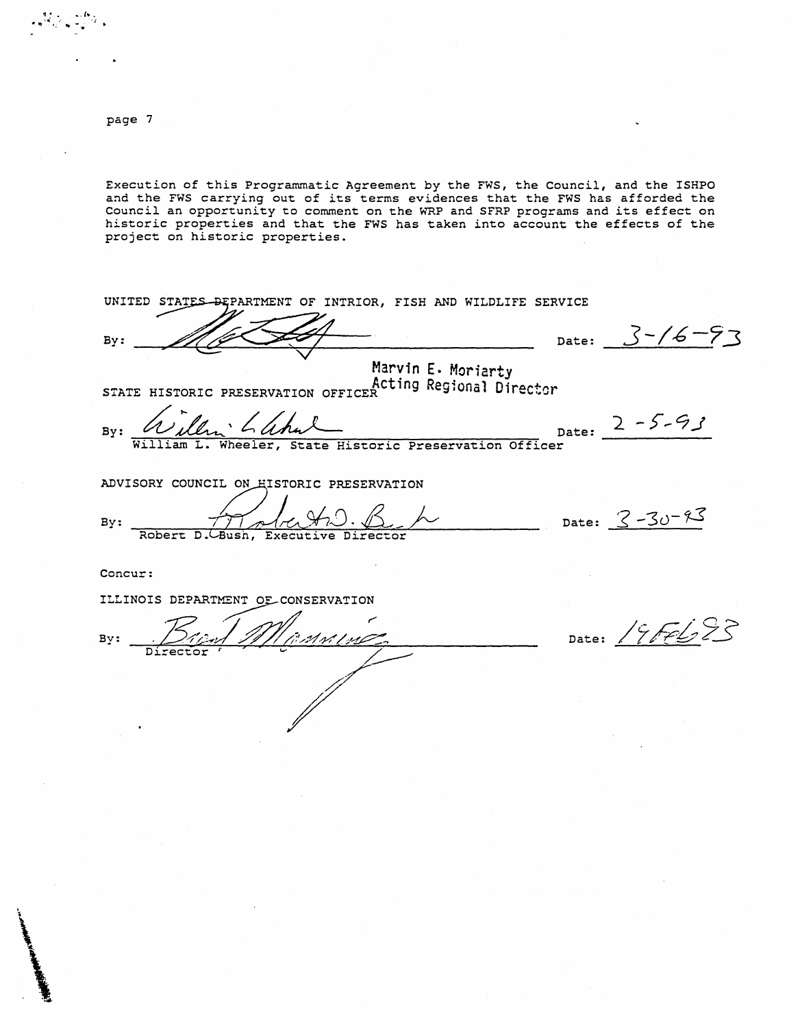Execution of this Programmatic Agreement by the FWS, the Council, and the ISHPO and the FWS carrying out of its terms evidences that the FWS has afforded the Council an opportunity to comment on the WRP and SFRP programs and its effect on historic properties and that the FWS has taken into account the effects of the project on historic properties.

UNITED STATES DEPARTMENT OF INTRIOR, FISH AND WILDLIFE SERVICE

By: ______________________ Date: 3-16-93

Marvin E. Moriarty
Acting Regional Director

STATE HISTORIC PRESERVATION OFFICER

By: ______________________ Date: 2-5-93
William L. Wheeler, State Historic Preservation Officer

ADVISORY COUNCIL ON HISTORIC PRESERVATION

By: ______________________ Date: 3-30-93
Robert D. Bush, Executive Director

Concur:

ILLINOIS DEPARTMENT OF CONSERVATION

By: ______________________ Date: 19Feb93
Director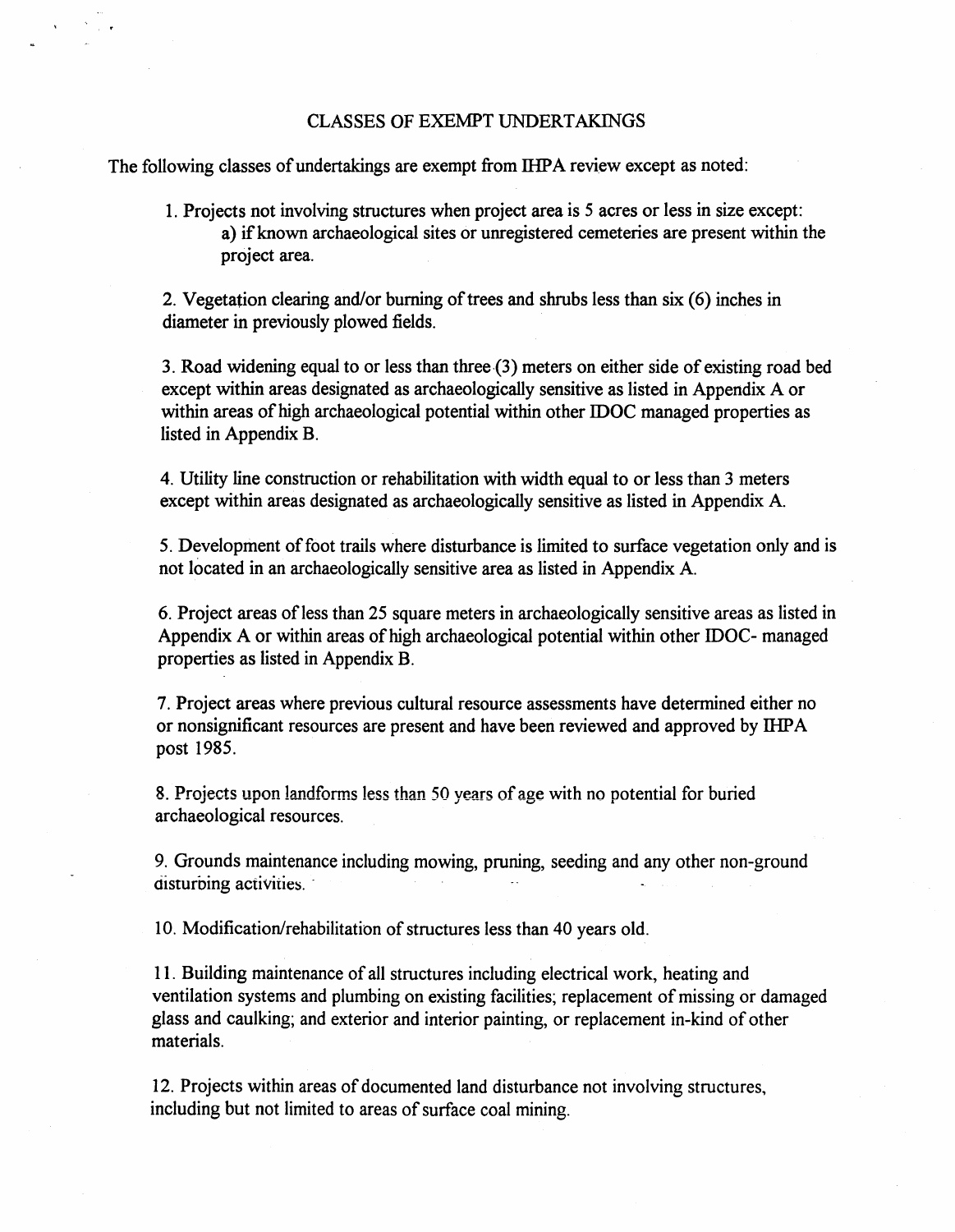## CLASSES OF EXEMPT UNDERTAKINGS

The following classes of undertakings are exempt from IHPA review except as noted:

1. Projects not involving structures when project area is 5 acres or less in size except:
   a) if known archaeological sites or unregistered cemeteries are present within the project area.

2. Vegetation clearing and/or burning of trees and shrubs less than six (6) inches in diameter in previously plowed fields.

3. Road widening equal to or less than three (3) meters on either side of existing road bed except within areas designated as archaeologically sensitive as listed in Appendix A or within areas of high archaeological potential within other IDOC managed properties as listed in Appendix B.

4. Utility line construction or rehabilitation with width equal to or less than 3 meters except within areas designated as archaeologically sensitive as listed in Appendix A.

5. Development of foot trails where disturbance is limited to surface vegetation only and is not located in an archaeologically sensitive area as listed in Appendix A.

6. Project areas of less than 25 square meters in archaeologically sensitive areas as listed in Appendix A or within areas of high archaeological potential within other IDOC- managed properties as listed in Appendix B.

7. Project areas where previous cultural resource assessments have determined either no or nonsignificant resources are present and have been reviewed and approved by IHPA post 1985.

8. Projects upon landforms less than 50 years of age with no potential for buried archaeological resources.

9. Grounds maintenance including mowing, pruning, seeding and any other non-ground disturbing activities.

10. Modification/rehabilitation of structures less than 40 years old.

11. Building maintenance of all structures including electrical work, heating and ventilation systems and plumbing on existing facilities; replacement of missing or damaged glass and caulking; and exterior and interior painting, or replacement in-kind of other materials.

12. Projects within areas of documented land disturbance not involving structures, including but not limited to areas of surface coal mining.